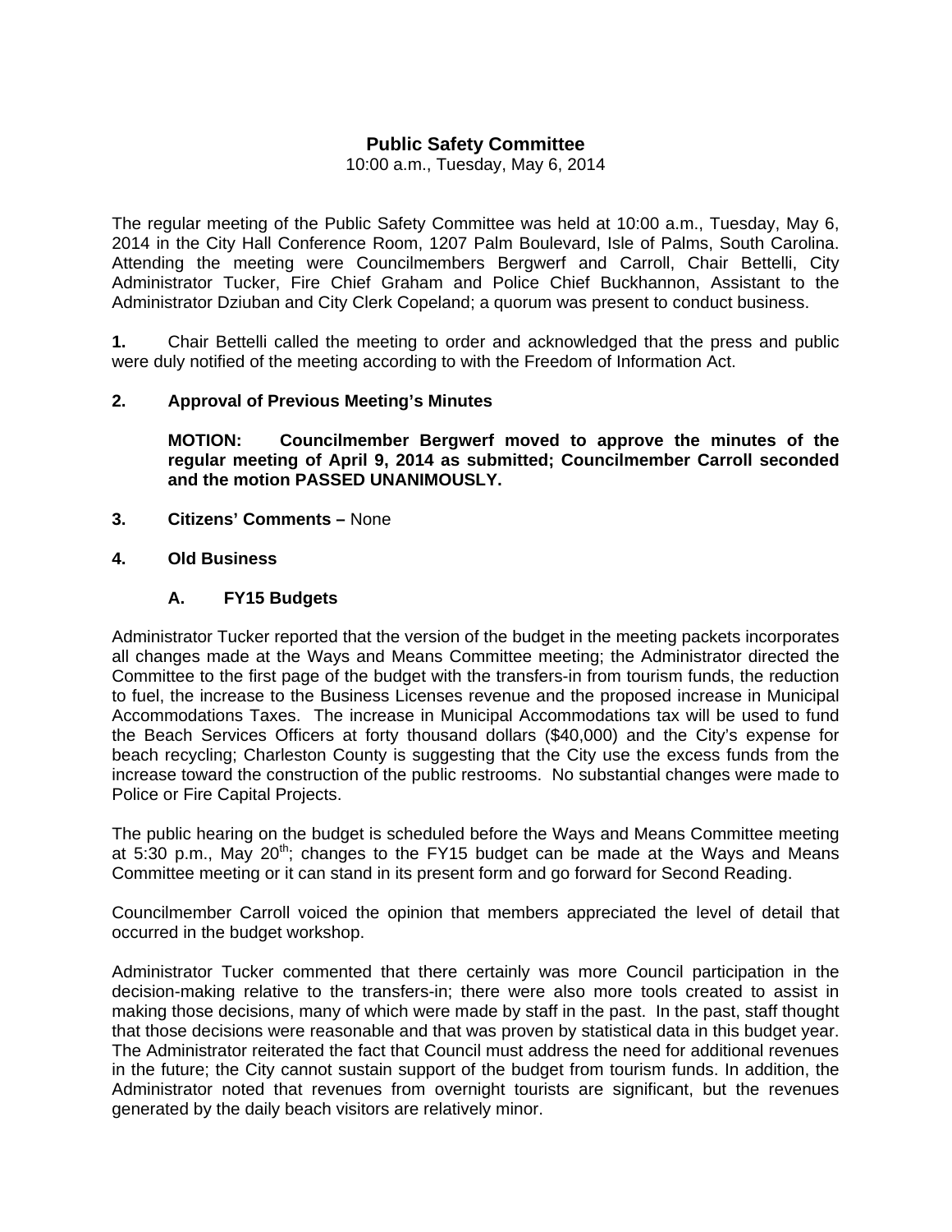# Public Safety Committee

10:00 a.m., Tuesday, May 6, 2014

The regular meeting of the Public Safety Committee was held at 10:00 a.m., Tuesday, May 6, 2014 in the City Hall Conference Room, 1207 Palm Boulevard, Isle of Palms, South Carolina. Attending the meeting were Councilmembers Bergwerf and Carroll, Chair Bettelli, City Administrator Tucker, Fire Chief Graham and Police Chief Buckhannon, Assistant to the Administrator Dziuban and City Clerk Copeland; a quorum was present to conduct business.

**1.** Chair Bettelli called the meeting to order and acknowledged that the press and public were duly notified of the meeting according to with the Freedom of Information Act.

**2. Approval of Previous Meeting's Minutes**

**MOTION: Councilmember Bergwerf moved to approve the minutes of the regular meeting of April 9, 2014 as submitted; Councilmember Carroll seconded and the motion PASSED UNANIMOUSLY.**

**3. Citizens' Comments –** None

**4. Old Business**

**A. FY15 Budgets**

Administrator Tucker reported that the version of the budget in the meeting packets incorporates all changes made at the Ways and Means Committee meeting; the Administrator directed the Committee to the first page of the budget with the transfers-in from tourism funds, the reduction to fuel, the increase to the Business Licenses revenue and the proposed increase in Municipal Accommodations Taxes. The increase in Municipal Accommodations tax will be used to fund the Beach Services Officers at forty thousand dollars ($40,000) and the City's expense for beach recycling; Charleston County is suggesting that the City use the excess funds from the increase toward the construction of the public restrooms. No substantial changes were made to Police or Fire Capital Projects.

The public hearing on the budget is scheduled before the Ways and Means Committee meeting at 5:30 p.m., May 20th; changes to the FY15 budget can be made at the Ways and Means Committee meeting or it can stand in its present form and go forward for Second Reading.

Councilmember Carroll voiced the opinion that members appreciated the level of detail that occurred in the budget workshop.

Administrator Tucker commented that there certainly was more Council participation in the decision-making relative to the transfers-in; there were also more tools created to assist in making those decisions, many of which were made by staff in the past. In the past, staff thought that those decisions were reasonable and that was proven by statistical data in this budget year. The Administrator reiterated the fact that Council must address the need for additional revenues in the future; the City cannot sustain support of the budget from tourism funds. In addition, the Administrator noted that revenues from overnight tourists are significant, but the revenues generated by the daily beach visitors are relatively minor.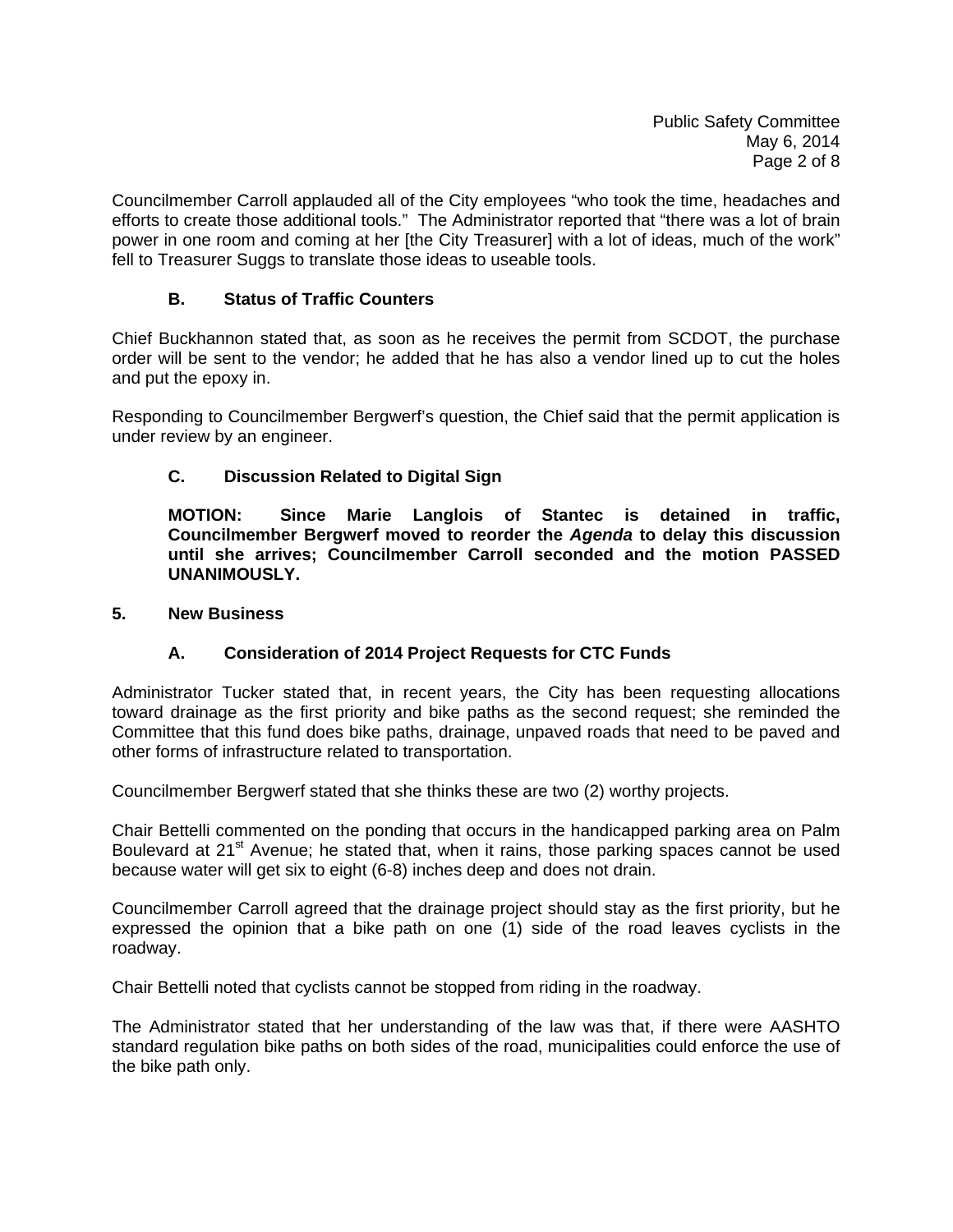Councilmember Carroll applauded all of the City employees "who took the time, headaches and efforts to create those additional tools." The Administrator reported that "there was a lot of brain power in one room and coming at her [the City Treasurer] with a lot of ideas, much of the work" fell to Treasurer Suggs to translate those ideas to useable tools.

### B. Status of Traffic Counters

Chief Buckhannon stated that, as soon as he receives the permit from SCDOT, the purchase order will be sent to the vendor; he added that he has also a vendor lined up to cut the holes and put the epoxy in.

Responding to Councilmember Bergwerf's question, the Chief said that the permit application is under review by an engineer.

### C. Discussion Related to Digital Sign

**MOTION: Since Marie Langlois of Stantec is detained in traffic, Councilmember Bergwerf moved to reorder the *Agenda* to delay this discussion until she arrives; Councilmember Carroll seconded and the motion PASSED UNANIMOUSLY.**

## 5. New Business

### A. Consideration of 2014 Project Requests for CTC Funds

Administrator Tucker stated that, in recent years, the City has been requesting allocations toward drainage as the first priority and bike paths as the second request; she reminded the Committee that this fund does bike paths, drainage, unpaved roads that need to be paved and other forms of infrastructure related to transportation.

Councilmember Bergwerf stated that she thinks these are two (2) worthy projects.

Chair Bettelli commented on the ponding that occurs in the handicapped parking area on Palm Boulevard at 21st Avenue; he stated that, when it rains, those parking spaces cannot be used because water will get six to eight (6-8) inches deep and does not drain.

Councilmember Carroll agreed that the drainage project should stay as the first priority, but he expressed the opinion that a bike path on one (1) side of the road leaves cyclists in the roadway.

Chair Bettelli noted that cyclists cannot be stopped from riding in the roadway.

The Administrator stated that her understanding of the law was that, if there were AASHTO standard regulation bike paths on both sides of the road, municipalities could enforce the use of the bike path only.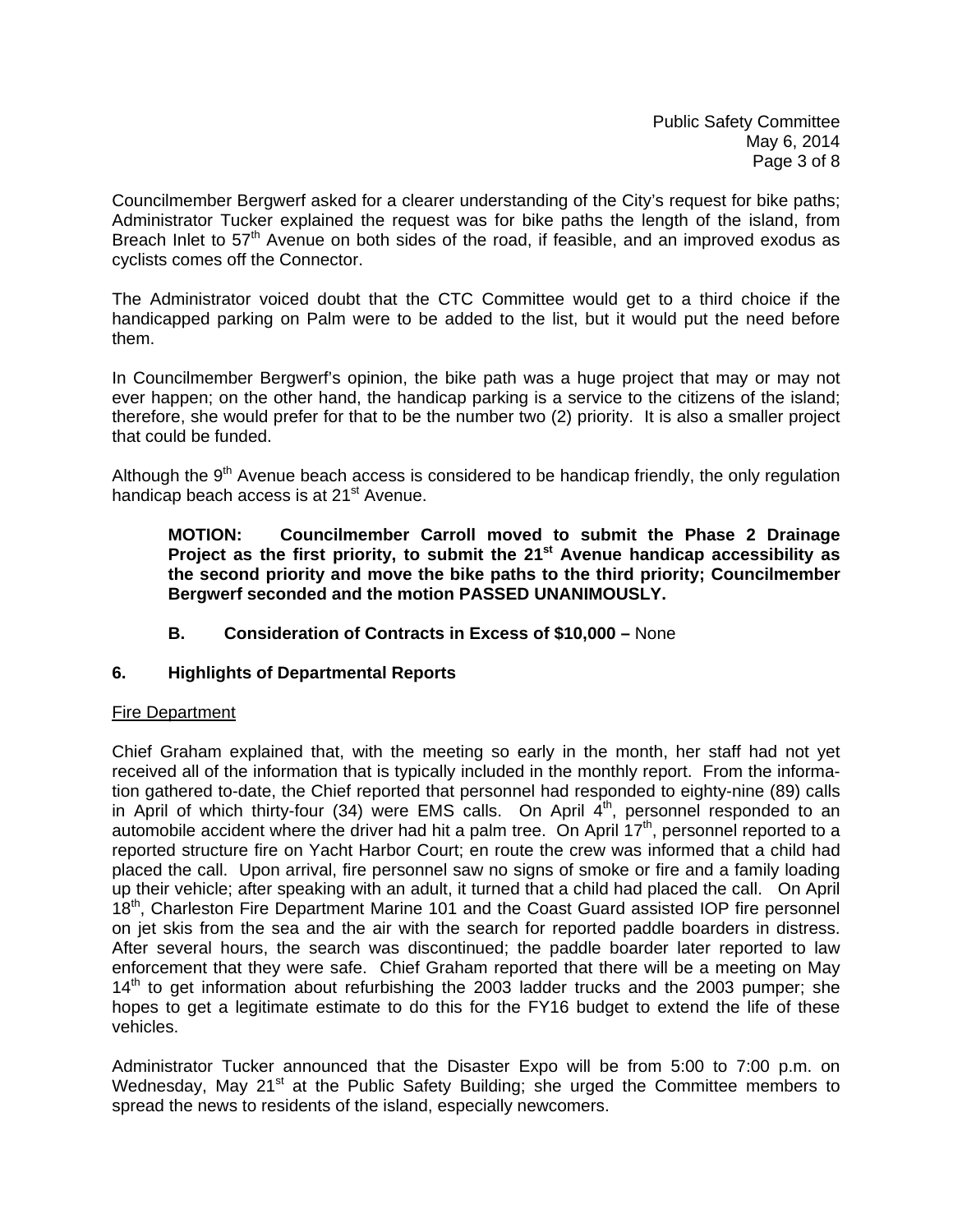Councilmember Bergwerf asked for a clearer understanding of the City's request for bike paths; Administrator Tucker explained the request was for bike paths the length of the island, from Breach Inlet to 57th Avenue on both sides of the road, if feasible, and an improved exodus as cyclists comes off the Connector.

The Administrator voiced doubt that the CTC Committee would get to a third choice if the handicapped parking on Palm were to be added to the list, but it would put the need before them.

In Councilmember Bergwerf's opinion, the bike path was a huge project that may or may not ever happen; on the other hand, the handicap parking is a service to the citizens of the island; therefore, she would prefer for that to be the number two (2) priority. It is also a smaller project that could be funded.

Although the 9th Avenue beach access is considered to be handicap friendly, the only regulation handicap beach access is at 21st Avenue.

> **MOTION: Councilmember Carroll moved to submit the Phase 2 Drainage Project as the first priority, to submit the 21st Avenue handicap accessibility as the second priority and move the bike paths to the third priority; Councilmember Bergwerf seconded and the motion PASSED UNANIMOUSLY.**

**B. Consideration of Contracts in Excess of $10,000 –** None

## 6. Highlights of Departmental Reports

Fire Department

Chief Graham explained that, with the meeting so early in the month, her staff had not yet received all of the information that is typically included in the monthly report. From the information gathered to-date, the Chief reported that personnel had responded to eighty-nine (89) calls in April of which thirty-four (34) were EMS calls. On April 4th, personnel responded to an automobile accident where the driver had hit a palm tree. On April 17th, personnel reported to a reported structure fire on Yacht Harbor Court; en route the crew was informed that a child had placed the call. Upon arrival, fire personnel saw no signs of smoke or fire and a family loading up their vehicle; after speaking with an adult, it turned that a child had placed the call. On April 18th, Charleston Fire Department Marine 101 and the Coast Guard assisted IOP fire personnel on jet skis from the sea and the air with the search for reported paddle boarders in distress. After several hours, the search was discontinued; the paddle boarder later reported to law enforcement that they were safe. Chief Graham reported that there will be a meeting on May 14th to get information about refurbishing the 2003 ladder trucks and the 2003 pumper; she hopes to get a legitimate estimate to do this for the FY16 budget to extend the life of these vehicles.

Administrator Tucker announced that the Disaster Expo will be from 5:00 to 7:00 p.m. on Wednesday, May 21st at the Public Safety Building; she urged the Committee members to spread the news to residents of the island, especially newcomers.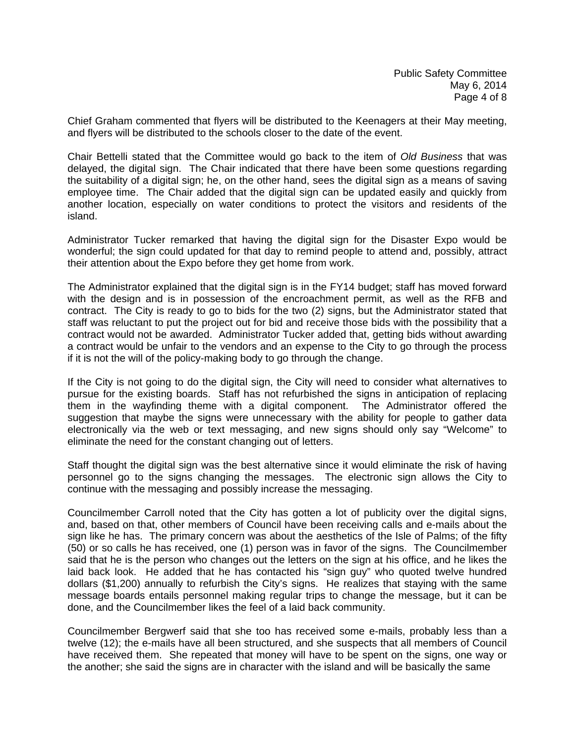Chief Graham commented that flyers will be distributed to the Keenagers at their May meeting, and flyers will be distributed to the schools closer to the date of the event.

Chair Bettelli stated that the Committee would go back to the item of *Old Business* that was delayed, the digital sign. The Chair indicated that there have been some questions regarding the suitability of a digital sign; he, on the other hand, sees the digital sign as a means of saving employee time. The Chair added that the digital sign can be updated easily and quickly from another location, especially on water conditions to protect the visitors and residents of the island.

Administrator Tucker remarked that having the digital sign for the Disaster Expo would be wonderful; the sign could updated for that day to remind people to attend and, possibly, attract their attention about the Expo before they get home from work.

The Administrator explained that the digital sign is in the FY14 budget; staff has moved forward with the design and is in possession of the encroachment permit, as well as the RFB and contract. The City is ready to go to bids for the two (2) signs, but the Administrator stated that staff was reluctant to put the project out for bid and receive those bids with the possibility that a contract would not be awarded. Administrator Tucker added that, getting bids without awarding a contract would be unfair to the vendors and an expense to the City to go through the process if it is not the will of the policy-making body to go through the change.

If the City is not going to do the digital sign, the City will need to consider what alternatives to pursue for the existing boards. Staff has not refurbished the signs in anticipation of replacing them in the wayfinding theme with a digital component. The Administrator offered the suggestion that maybe the signs were unnecessary with the ability for people to gather data electronically via the web or text messaging, and new signs should only say "Welcome" to eliminate the need for the constant changing out of letters.

Staff thought the digital sign was the best alternative since it would eliminate the risk of having personnel go to the signs changing the messages. The electronic sign allows the City to continue with the messaging and possibly increase the messaging.

Councilmember Carroll noted that the City has gotten a lot of publicity over the digital signs, and, based on that, other members of Council have been receiving calls and e-mails about the sign like he has. The primary concern was about the aesthetics of the Isle of Palms; of the fifty (50) or so calls he has received, one (1) person was in favor of the signs. The Councilmember said that he is the person who changes out the letters on the sign at his office, and he likes the laid back look. He added that he has contacted his "sign guy" who quoted twelve hundred dollars ($1,200) annually to refurbish the City's signs. He realizes that staying with the same message boards entails personnel making regular trips to change the message, but it can be done, and the Councilmember likes the feel of a laid back community.

Councilmember Bergwerf said that she too has received some e-mails, probably less than a twelve (12); the e-mails have all been structured, and she suspects that all members of Council have received them. She repeated that money will have to be spent on the signs, one way or the another; she said the signs are in character with the island and will be basically the same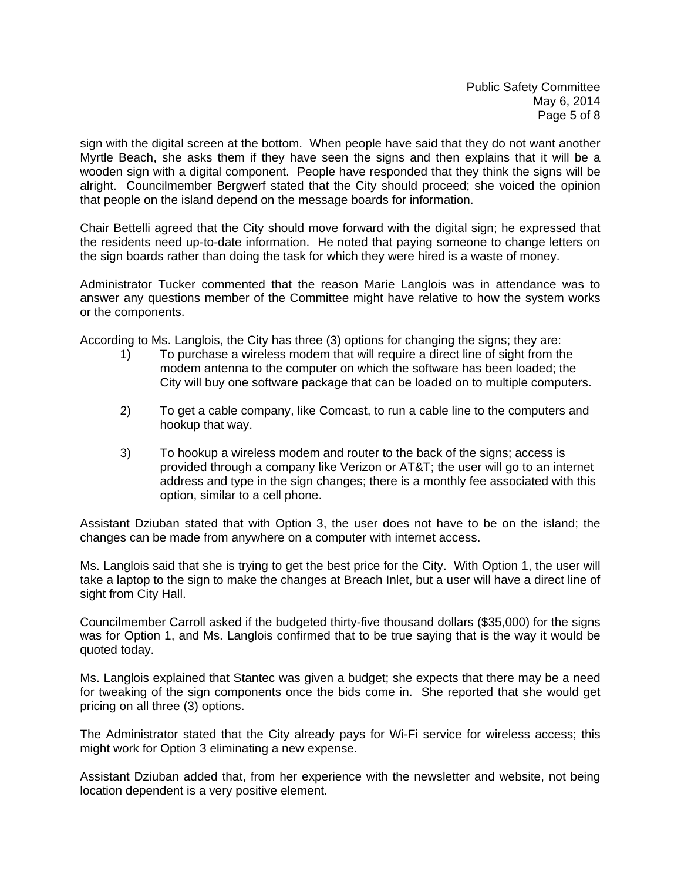sign with the digital screen at the bottom. When people have said that they do not want another Myrtle Beach, she asks them if they have seen the signs and then explains that it will be a wooden sign with a digital component. People have responded that they think the signs will be alright. Councilmember Bergwerf stated that the City should proceed; she voiced the opinion that people on the island depend on the message boards for information.

Chair Bettelli agreed that the City should move forward with the digital sign; he expressed that the residents need up-to-date information. He noted that paying someone to change letters on the sign boards rather than doing the task for which they were hired is a waste of money.

Administrator Tucker commented that the reason Marie Langlois was in attendance was to answer any questions member of the Committee might have relative to how the system works or the components.

According to Ms. Langlois, the City has three (3) options for changing the signs; they are:

1) To purchase a wireless modem that will require a direct line of sight from the modem antenna to the computer on which the software has been loaded; the City will buy one software package that can be loaded on to multiple computers.

2) To get a cable company, like Comcast, to run a cable line to the computers and hookup that way.

3) To hookup a wireless modem and router to the back of the signs; access is provided through a company like Verizon or AT&T; the user will go to an internet address and type in the sign changes; there is a monthly fee associated with this option, similar to a cell phone.

Assistant Dziuban stated that with Option 3, the user does not have to be on the island; the changes can be made from anywhere on a computer with internet access.

Ms. Langlois said that she is trying to get the best price for the City. With Option 1, the user will take a laptop to the sign to make the changes at Breach Inlet, but a user will have a direct line of sight from City Hall.

Councilmember Carroll asked if the budgeted thirty-five thousand dollars ($35,000) for the signs was for Option 1, and Ms. Langlois confirmed that to be true saying that is the way it would be quoted today.

Ms. Langlois explained that Stantec was given a budget; she expects that there may be a need for tweaking of the sign components once the bids come in. She reported that she would get pricing on all three (3) options.

The Administrator stated that the City already pays for Wi-Fi service for wireless access; this might work for Option 3 eliminating a new expense.

Assistant Dziuban added that, from her experience with the newsletter and website, not being location dependent is a very positive element.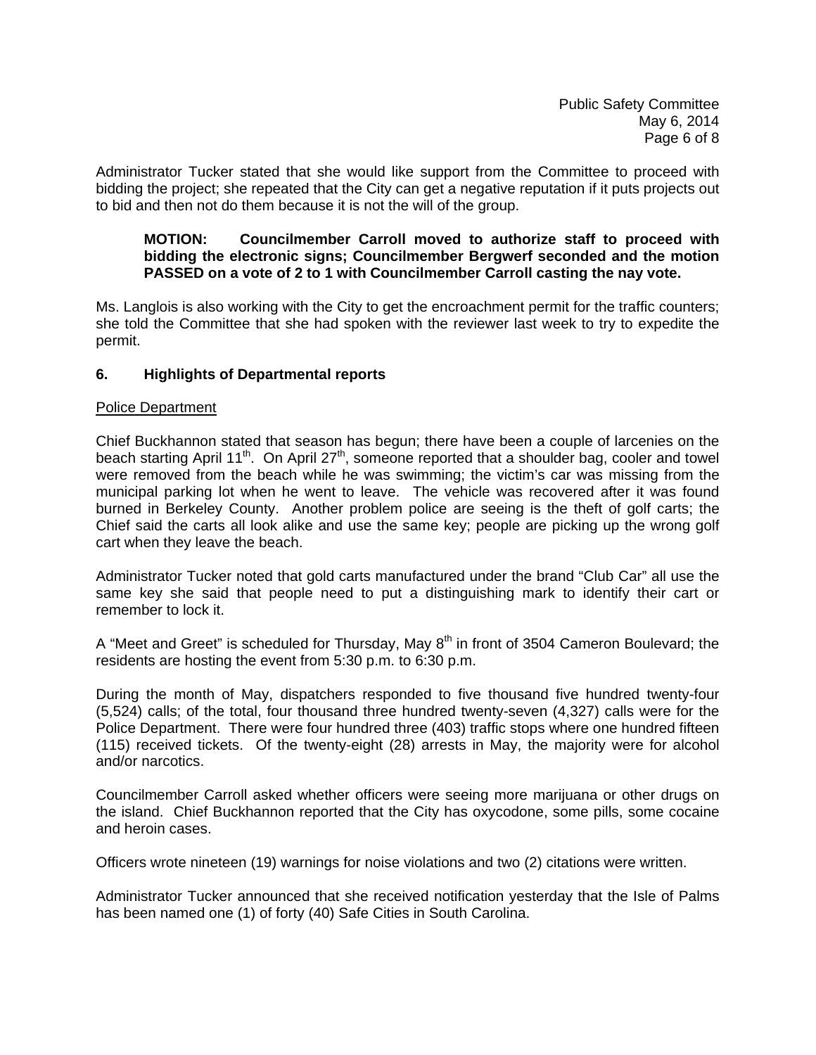Administrator Tucker stated that she would like support from the Committee to proceed with bidding the project; she repeated that the City can get a negative reputation if it puts projects out to bid and then not do them because it is not the will of the group.

> **MOTION: Councilmember Carroll moved to authorize staff to proceed with bidding the electronic signs; Councilmember Bergwerf seconded and the motion PASSED on a vote of 2 to 1 with Councilmember Carroll casting the nay vote.**

Ms. Langlois is also working with the City to get the encroachment permit for the traffic counters; she told the Committee that she had spoken with the reviewer last week to try to expedite the permit.

### 6. Highlights of Departmental reports

Police Department

Chief Buckhannon stated that season has begun; there have been a couple of larcenies on the beach starting April 11th. On April 27th, someone reported that a shoulder bag, cooler and towel were removed from the beach while he was swimming; the victim's car was missing from the municipal parking lot when he went to leave. The vehicle was recovered after it was found burned in Berkeley County. Another problem police are seeing is the theft of golf carts; the Chief said the carts all look alike and use the same key; people are picking up the wrong golf cart when they leave the beach.

Administrator Tucker noted that gold carts manufactured under the brand "Club Car" all use the same key she said that people need to put a distinguishing mark to identify their cart or remember to lock it.

A "Meet and Greet" is scheduled for Thursday, May 8th in front of 3504 Cameron Boulevard; the residents are hosting the event from 5:30 p.m. to 6:30 p.m.

During the month of May, dispatchers responded to five thousand five hundred twenty-four (5,524) calls; of the total, four thousand three hundred twenty-seven (4,327) calls were for the Police Department. There were four hundred three (403) traffic stops where one hundred fifteen (115) received tickets. Of the twenty-eight (28) arrests in May, the majority were for alcohol and/or narcotics.

Councilmember Carroll asked whether officers were seeing more marijuana or other drugs on the island. Chief Buckhannon reported that the City has oxycodone, some pills, some cocaine and heroin cases.

Officers wrote nineteen (19) warnings for noise violations and two (2) citations were written.

Administrator Tucker announced that she received notification yesterday that the Isle of Palms has been named one (1) of forty (40) Safe Cities in South Carolina.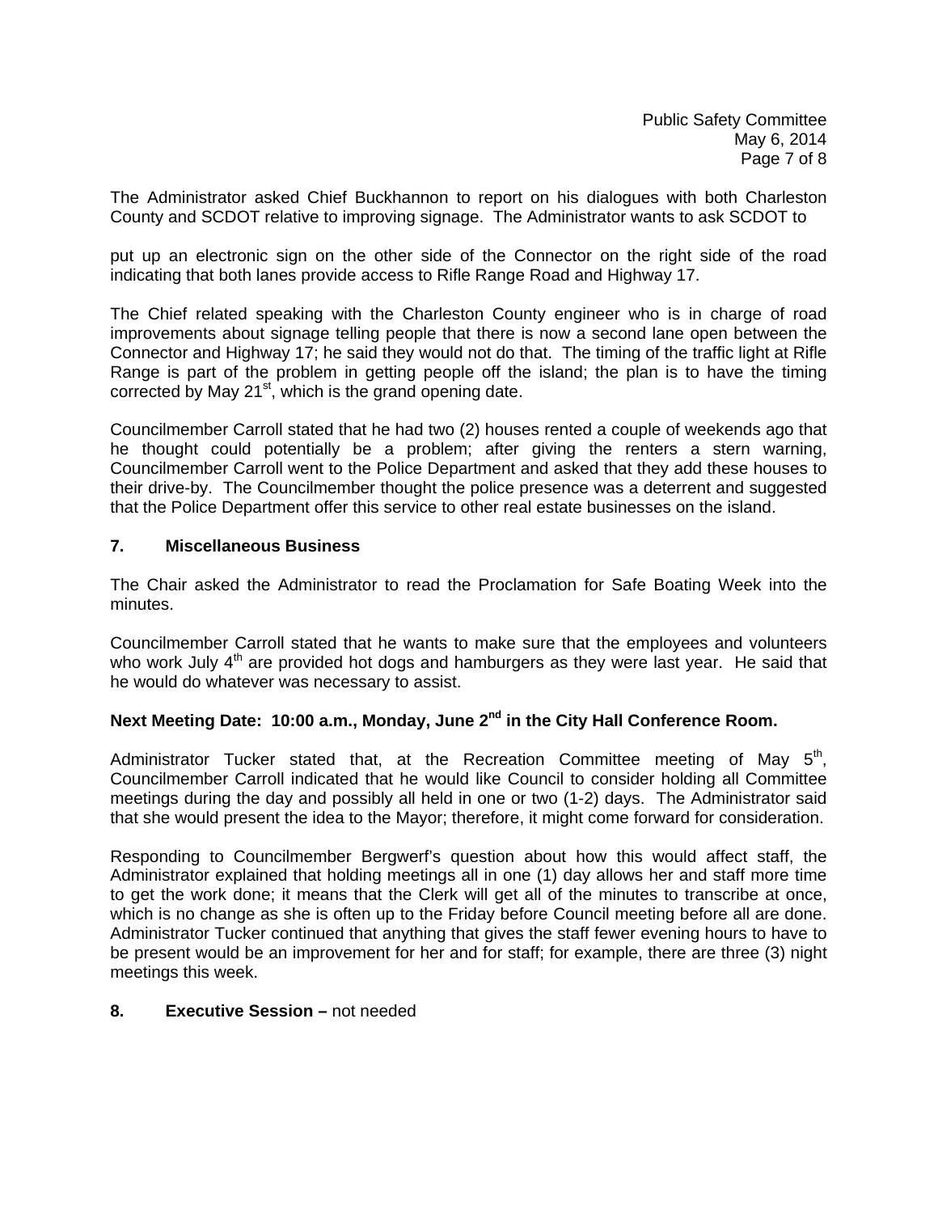The Administrator asked Chief Buckhannon to report on his dialogues with both Charleston County and SCDOT relative to improving signage. The Administrator wants to ask SCDOT to

put up an electronic sign on the other side of the Connector on the right side of the road indicating that both lanes provide access to Rifle Range Road and Highway 17.

The Chief related speaking with the Charleston County engineer who is in charge of road improvements about signage telling people that there is now a second lane open between the Connector and Highway 17; he said they would not do that. The timing of the traffic light at Rifle Range is part of the problem in getting people off the island; the plan is to have the timing corrected by May 21st, which is the grand opening date.

Councilmember Carroll stated that he had two (2) houses rented a couple of weekends ago that he thought could potentially be a problem; after giving the renters a stern warning, Councilmember Carroll went to the Police Department and asked that they add these houses to their drive-by. The Councilmember thought the police presence was a deterrent and suggested that the Police Department offer this service to other real estate businesses on the island.

**7. Miscellaneous Business**

The Chair asked the Administrator to read the Proclamation for Safe Boating Week into the minutes.

Councilmember Carroll stated that he wants to make sure that the employees and volunteers who work July 4th are provided hot dogs and hamburgers as they were last year. He said that he would do whatever was necessary to assist.

**Next Meeting Date: 10:00 a.m., Monday, June 2nd in the City Hall Conference Room.**

Administrator Tucker stated that, at the Recreation Committee meeting of May 5th, Councilmember Carroll indicated that he would like Council to consider holding all Committee meetings during the day and possibly all held in one or two (1-2) days. The Administrator said that she would present the idea to the Mayor; therefore, it might come forward for consideration.

Responding to Councilmember Bergwerf's question about how this would affect staff, the Administrator explained that holding meetings all in one (1) day allows her and staff more time to get the work done; it means that the Clerk will get all of the minutes to transcribe at once, which is no change as she is often up to the Friday before Council meeting before all are done. Administrator Tucker continued that anything that gives the staff fewer evening hours to have to be present would be an improvement for her and for staff; for example, there are three (3) night meetings this week.

**8. Executive Session –** not needed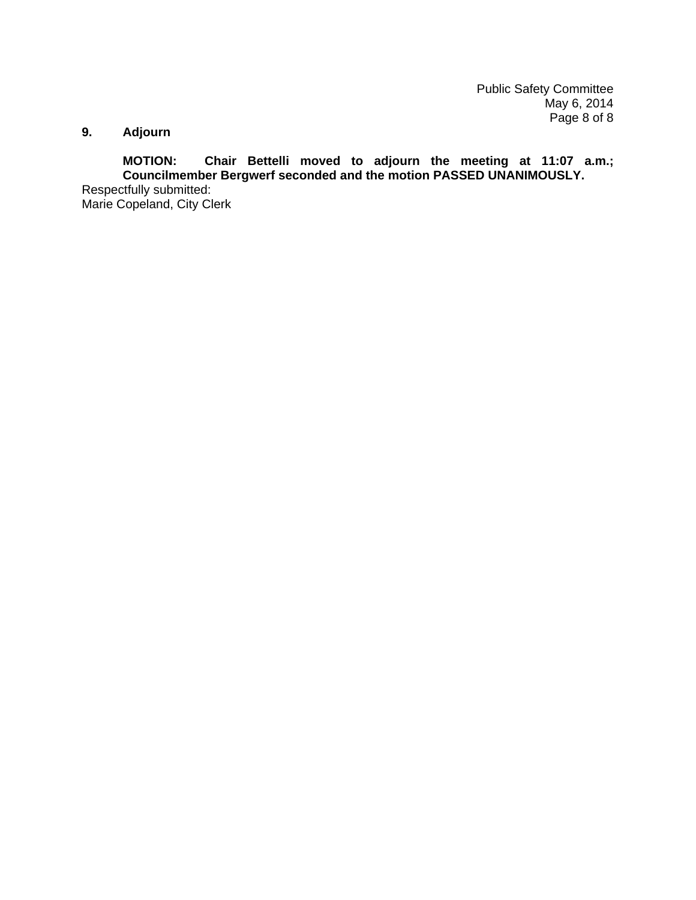**9. Adjourn**

**MOTION: Chair Bettelli moved to adjourn the meeting at 11:07 a.m.; Councilmember Bergwerf seconded and the motion PASSED UNANIMOUSLY.**

Respectfully submitted:

Marie Copeland, City Clerk